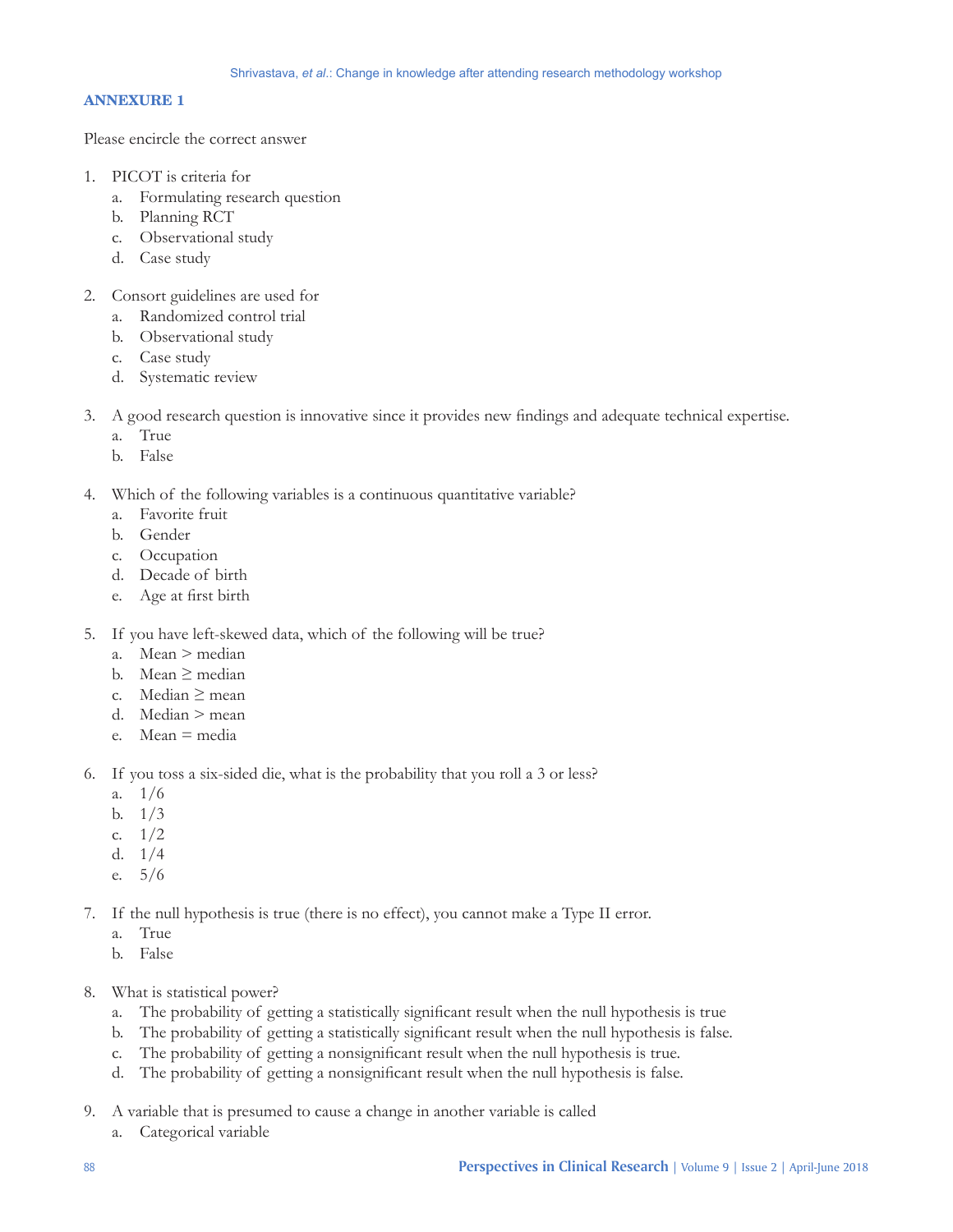## ANNEXURE 1

Please encircle the correct answer

1. PICOT is criteria for
   a. Formulating research question
   b. Planning RCT
   c. Observational study
   d. Case study

2. Consort guidelines are used for
   a. Randomized control trial
   b. Observational study
   c. Case study
   d. Systematic review

3. A good research question is innovative since it provides new findings and adequate technical expertise.
   a. True
   b. False

4. Which of the following variables is a continuous quantitative variable?
   a. Favorite fruit
   b. Gender
   c. Occupation
   d. Decade of birth
   e. Age at first birth

5. If you have left-skewed data, which of the following will be true?
   a. Mean > median
   b. Mean ≥ median
   c. Median ≥ mean
   d. Median > mean
   e. Mean = media

6. If you toss a six-sided die, what is the probability that you roll a 3 or less?
   a. 1/6
   b. 1/3
   c. 1/2
   d. 1/4
   e. 5/6

7. If the null hypothesis is true (there is no effect), you cannot make a Type II error.
   a. True
   b. False

8. What is statistical power?
   a. The probability of getting a statistically significant result when the null hypothesis is true
   b. The probability of getting a statistically significant result when the null hypothesis is false.
   c. The probability of getting a nonsignificant result when the null hypothesis is true.
   d. The probability of getting a nonsignificant result when the null hypothesis is false.

9. A variable that is presumed to cause a change in another variable is called
   a. Categorical variable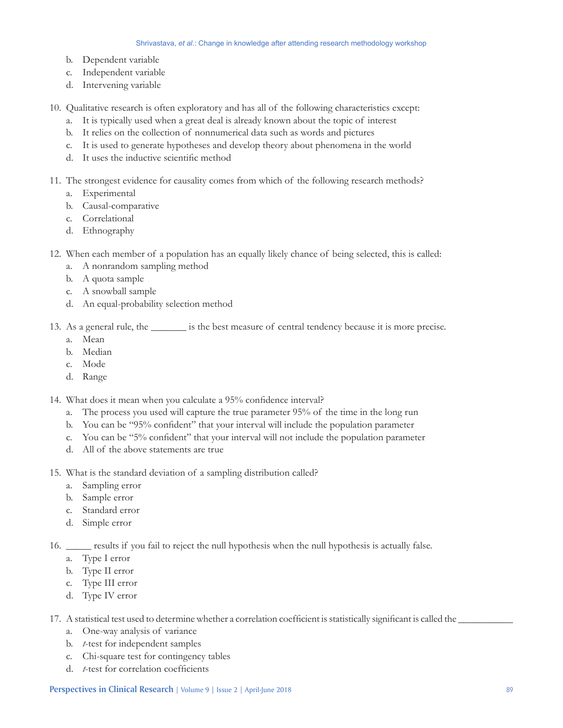b. Dependent variable
   c. Independent variable
   d. Intervening variable

10. Qualitative research is often exploratory and has all of the following characteristics except:
    a. It is typically used when a great deal is already known about the topic of interest
    b. It relies on the collection of nonnumerical data such as words and pictures
    c. It is used to generate hypotheses and develop theory about phenomena in the world
    d. It uses the inductive scientific method

11. The strongest evidence for causality comes from which of the following research methods?
    a. Experimental
    b. Causal-comparative
    c. Correlational
    d. Ethnography

12. When each member of a population has an equally likely chance of being selected, this is called:
    a. A nonrandom sampling method
    b. A quota sample
    c. A snowball sample
    d. An equal-probability selection method

13. As a general rule, the _______ is the best measure of central tendency because it is more precise.
    a. Mean
    b. Median
    c. Mode
    d. Range

14. What does it mean when you calculate a 95% confidence interval?
    a. The process you used will capture the true parameter 95% of the time in the long run
    b. You can be "95% confident" that your interval will include the population parameter
    c. You can be "5% confident" that your interval will not include the population parameter
    d. All of the above statements are true

15. What is the standard deviation of a sampling distribution called?
    a. Sampling error
    b. Sample error
    c. Standard error
    d. Simple error

16. _____ results if you fail to reject the null hypothesis when the null hypothesis is actually false.
    a. Type I error
    b. Type II error
    c. Type III error
    d. Type IV error

17. A statistical test used to determine whether a correlation coefficient is statistically significant is called the ___________
    a. One-way analysis of variance
    b. *t*-test for independent samples
    c. Chi-square test for contingency tables
    d. *t*-test for correlation coefficients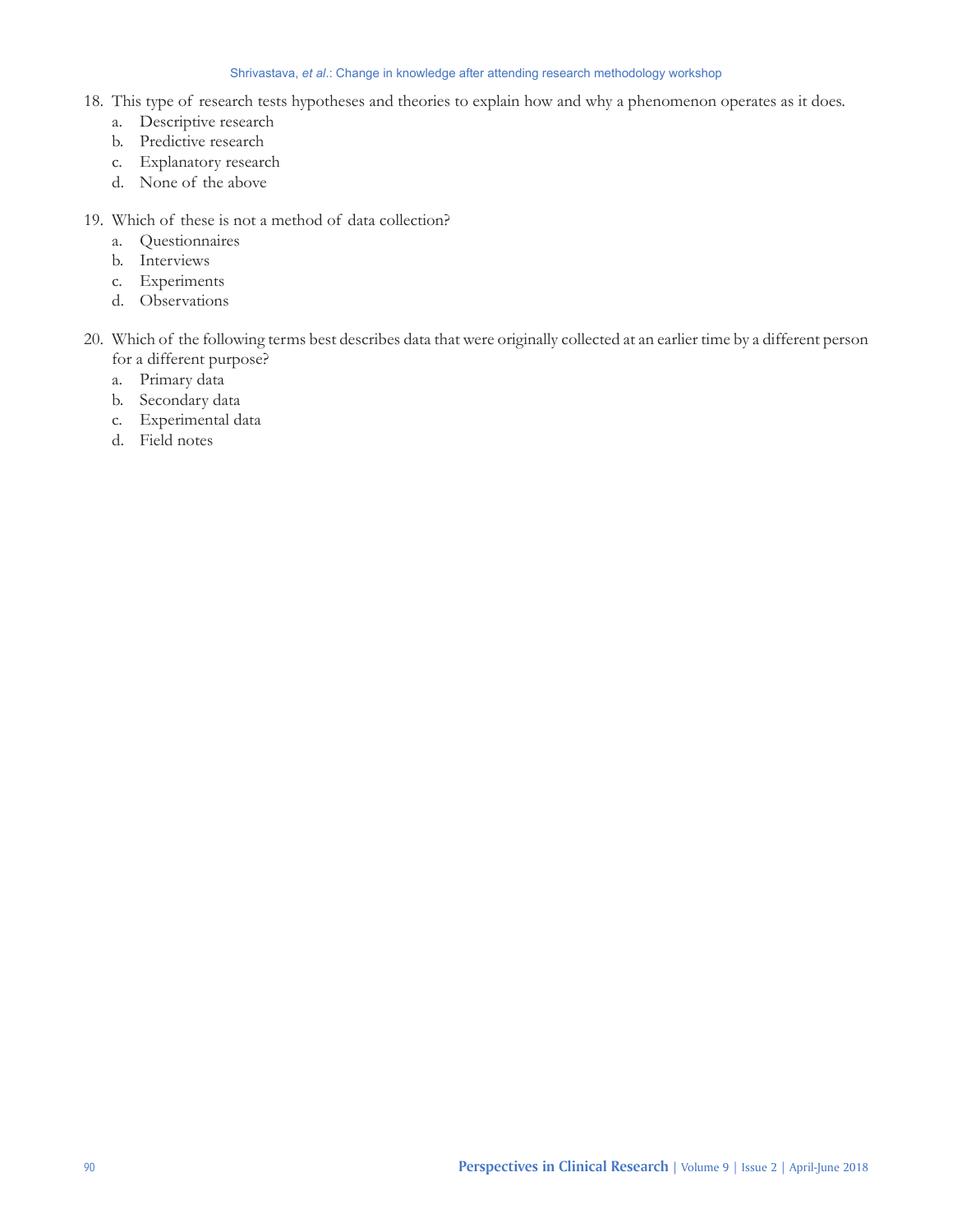18. This type of research tests hypotheses and theories to explain how and why a phenomenon operates as it does.
    a. Descriptive research
    b. Predictive research
    c. Explanatory research
    d. None of the above

19. Which of these is not a method of data collection?
    a. Questionnaires
    b. Interviews
    c. Experiments
    d. Observations

20. Which of the following terms best describes data that were originally collected at an earlier time by a different person for a different purpose?
    a. Primary data
    b. Secondary data
    c. Experimental data
    d. Field notes